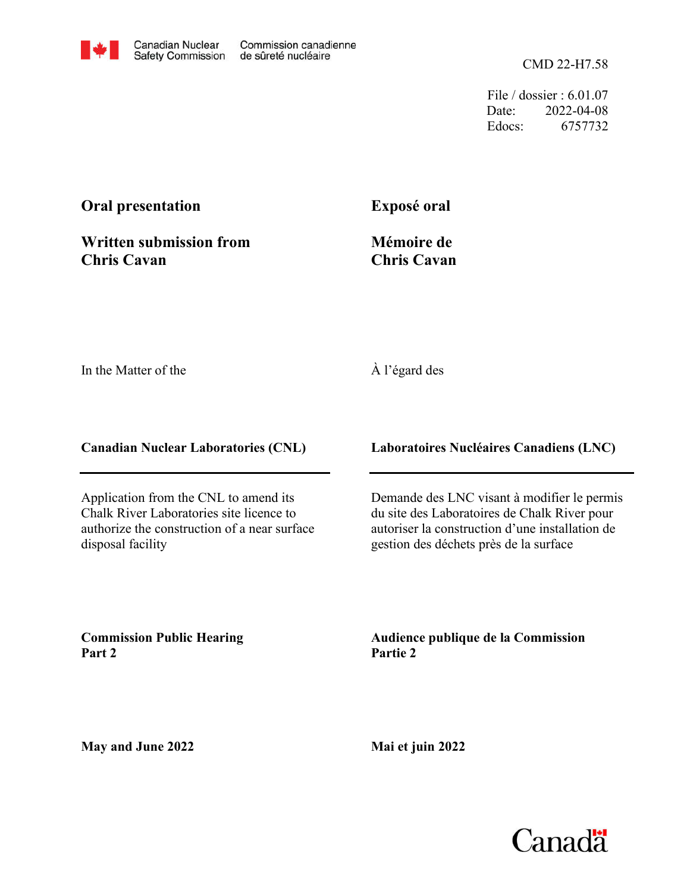Canadian Nuclear Safety Commission | Commission canadienne de sûreté nucléaire

CMD 22-H7.58

File / dossier : 6.01.07
Date: 2022-04-08
Edocs: 6757732

**Oral presentation**

**Written submission from Chris Cavan**

**Exposé oral**

**Mémoire de Chris Cavan**

In the Matter of the

À l'égard des

**Canadian Nuclear Laboratories (CNL)**

**Laboratoires Nucléaires Canadiens (LNC)**

Application from the CNL to amend its Chalk River Laboratories site licence to authorize the construction of a near surface disposal facility

Demande des LNC visant à modifier le permis du site des Laboratoires de Chalk River pour autoriser la construction d'une installation de gestion des déchets près de la surface

**Commission Public Hearing Part 2**

**Audience publique de la Commission Partie 2**

**May and June 2022**

**Mai et juin 2022**

Canada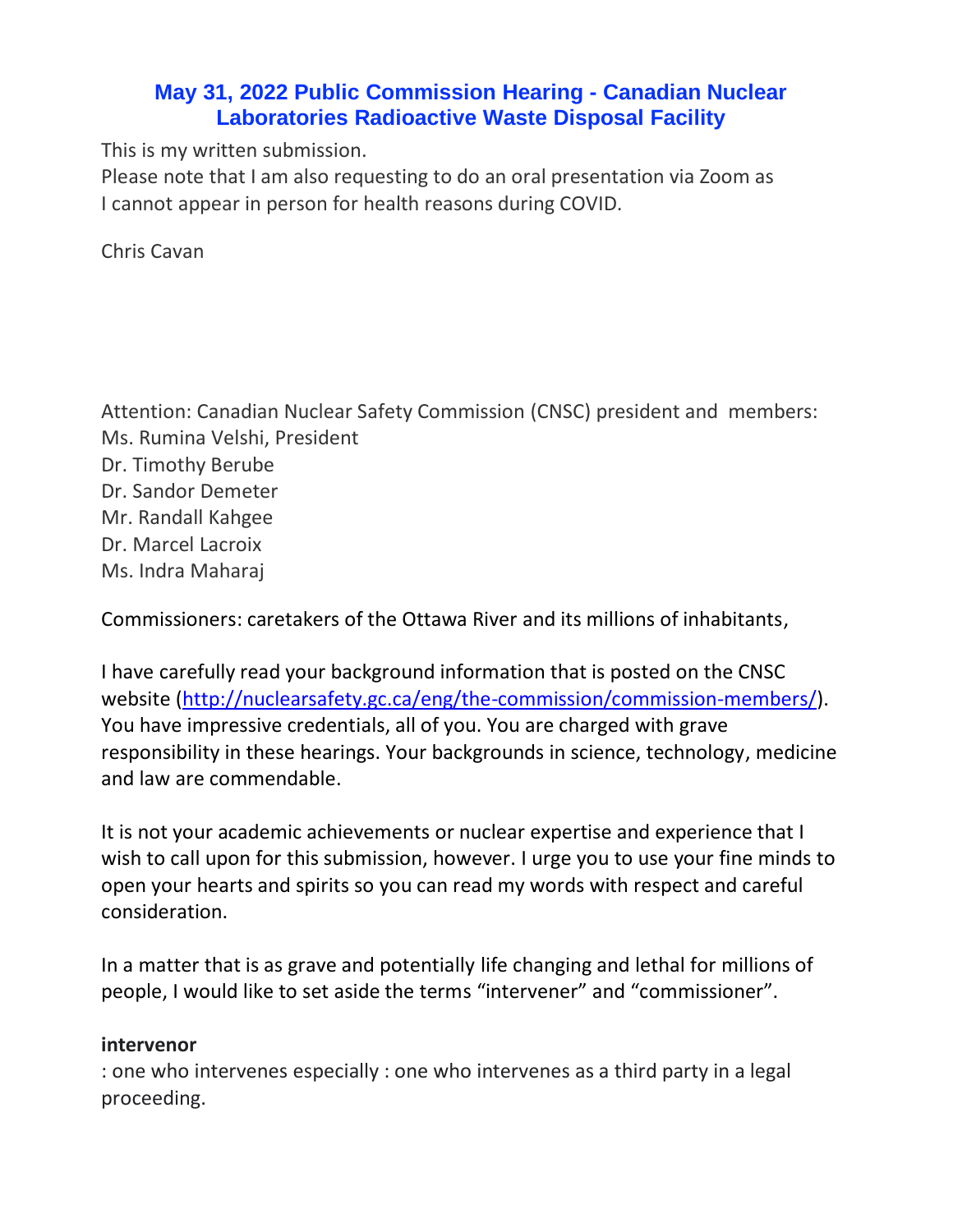# May 31, 2022 Public Commission Hearing - Canadian Nuclear Laboratories Radioactive Waste Disposal Facility

This is my written submission.
Please note that I am also requesting to do an oral presentation via Zoom as I cannot appear in person for health reasons during COVID.

Chris Cavan

Attention: Canadian Nuclear Safety Commission (CNSC) president and members:
Ms. Rumina Velshi, President
Dr. Timothy Berube
Dr. Sandor Demeter
Mr. Randall Kahgee
Dr. Marcel Lacroix
Ms. Indra Maharaj

Commissioners: caretakers of the Ottawa River and its millions of inhabitants,

I have carefully read your background information that is posted on the CNSC website (http://nuclearsafety.gc.ca/eng/the-commission/commission-members/). You have impressive credentials, all of you. You are charged with grave responsibility in these hearings. Your backgrounds in science, technology, medicine and law are commendable.

It is not your academic achievements or nuclear expertise and experience that I wish to call upon for this submission, however. I urge you to use your fine minds to open your hearts and spirits so you can read my words with respect and careful consideration.

In a matter that is as grave and potentially life changing and lethal for millions of people, I would like to set aside the terms "intervener" and "commissioner".

**intervenor**
: one who intervenes especially : one who intervenes as a third party in a legal proceeding.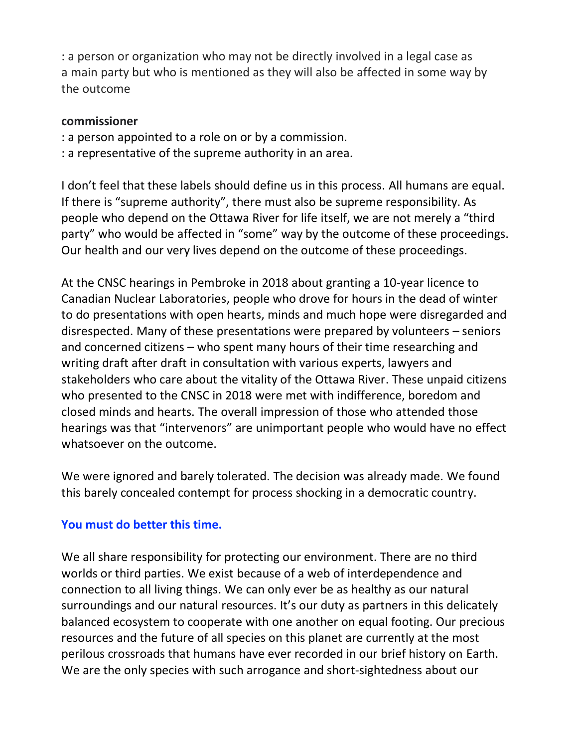: a person or organization who may not be directly involved in a legal case as a main party but who is mentioned as they will also be affected in some way by the outcome

**commissioner**

: a person appointed to a role on or by a commission.

: a representative of the supreme authority in an area.

I don't feel that these labels should define us in this process. All humans are equal. If there is "supreme authority", there must also be supreme responsibility. As people who depend on the Ottawa River for life itself, we are not merely a "third party" who would be affected in "some" way by the outcome of these proceedings. Our health and our very lives depend on the outcome of these proceedings.

At the CNSC hearings in Pembroke in 2018 about granting a 10-year licence to Canadian Nuclear Laboratories, people who drove for hours in the dead of winter to do presentations with open hearts, minds and much hope were disregarded and disrespected. Many of these presentations were prepared by volunteers – seniors and concerned citizens – who spent many hours of their time researching and writing draft after draft in consultation with various experts, lawyers and stakeholders who care about the vitality of the Ottawa River. These unpaid citizens who presented to the CNSC in 2018 were met with indifference, boredom and closed minds and hearts. The overall impression of those who attended those hearings was that "intervenors" are unimportant people who would have no effect whatsoever on the outcome.

We were ignored and barely tolerated. The decision was already made. We found this barely concealed contempt for process shocking in a democratic country.

**You must do better this time.**

We all share responsibility for protecting our environment. There are no third worlds or third parties. We exist because of a web of interdependence and connection to all living things. We can only ever be as healthy as our natural surroundings and our natural resources. It's our duty as partners in this delicately balanced ecosystem to cooperate with one another on equal footing. Our precious resources and the future of all species on this planet are currently at the most perilous crossroads that humans have ever recorded in our brief history on Earth. We are the only species with such arrogance and short-sightedness about our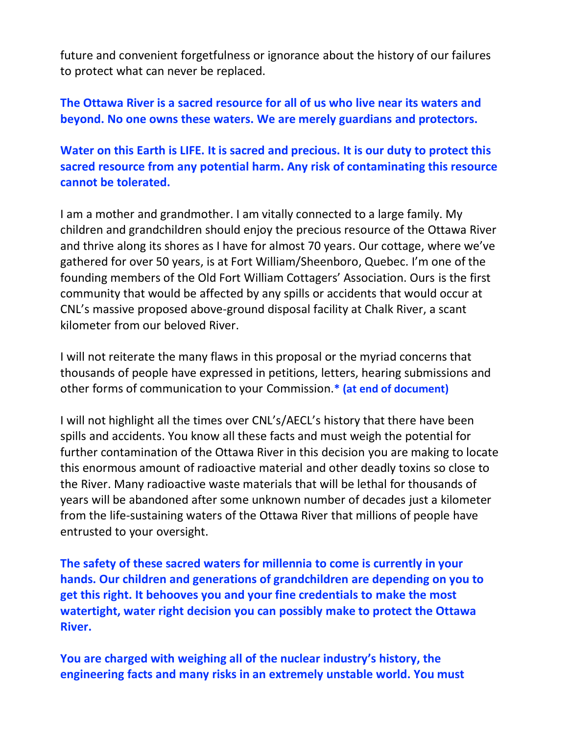future and convenient forgetfulness or ignorance about the history of our failures to protect what can never be replaced.

**The Ottawa River is a sacred resource for all of us who live near its waters and beyond. No one owns these waters. We are merely guardians and protectors.**

**Water on this Earth is LIFE. It is sacred and precious. It is our duty to protect this sacred resource from any potential harm. Any risk of contaminating this resource cannot be tolerated.**

I am a mother and grandmother. I am vitally connected to a large family. My children and grandchildren should enjoy the precious resource of the Ottawa River and thrive along its shores as I have for almost 70 years. Our cottage, where we've gathered for over 50 years, is at Fort William/Sheenboro, Quebec. I'm one of the founding members of the Old Fort William Cottagers' Association. Ours is the first community that would be affected by any spills or accidents that would occur at CNL's massive proposed above-ground disposal facility at Chalk River, a scant kilometer from our beloved River.

I will not reiterate the many flaws in this proposal or the myriad concerns that thousands of people have expressed in petitions, letters, hearing submissions and other forms of communication to your Commission.**\* (at end of document)**

I will not highlight all the times over CNL's/AECL's history that there have been spills and accidents. You know all these facts and must weigh the potential for further contamination of the Ottawa River in this decision you are making to locate this enormous amount of radioactive material and other deadly toxins so close to the River. Many radioactive waste materials that will be lethal for thousands of years will be abandoned after some unknown number of decades just a kilometer from the life-sustaining waters of the Ottawa River that millions of people have entrusted to your oversight.

**The safety of these sacred waters for millennia to come is currently in your hands. Our children and generations of grandchildren are depending on you to get this right. It behooves you and your fine credentials to make the most watertight, water right decision you can possibly make to protect the Ottawa River.**

**You are charged with weighing all of the nuclear industry's history, the engineering facts and many risks in an extremely unstable world. You must**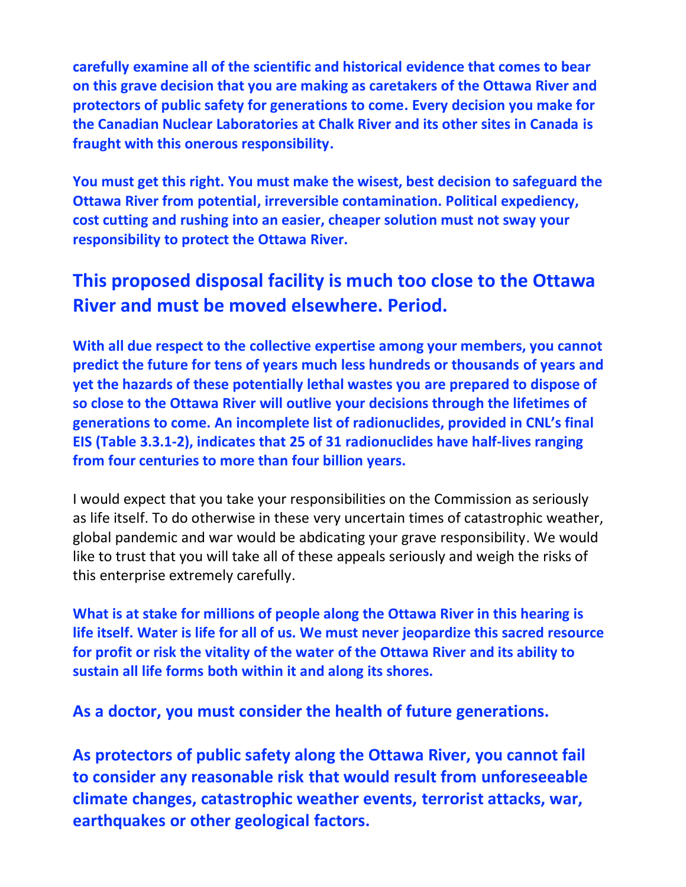**carefully examine all of the scientific and historical evidence that comes to bear on this grave decision that you are making as caretakers of the Ottawa River and protectors of public safety for generations to come. Every decision you make for the Canadian Nuclear Laboratories at Chalk River and its other sites in Canada is fraught with this onerous responsibility.**

**You must get this right. You must make the wisest, best decision to safeguard the Ottawa River from potential, irreversible contamination. Political expediency, cost cutting and rushing into an easier, cheaper solution must not sway your responsibility to protect the Ottawa River.**

## This proposed disposal facility is much too close to the Ottawa River and must be moved elsewhere. Period.

**With all due respect to the collective expertise among your members, you cannot predict the future for tens of years much less hundreds or thousands of years and yet the hazards of these potentially lethal wastes you are prepared to dispose of so close to the Ottawa River will outlive your decisions through the lifetimes of generations to come. An incomplete list of radionuclides, provided in CNL's final EIS (Table 3.3.1-2), indicates that 25 of 31 radionuclides have half-lives ranging from four centuries to more than four billion years.**

I would expect that you take your responsibilities on the Commission as seriously as life itself. To do otherwise in these very uncertain times of catastrophic weather, global pandemic and war would be abdicating your grave responsibility. We would like to trust that you will take all of these appeals seriously and weigh the risks of this enterprise extremely carefully.

**What is at stake for millions of people along the Ottawa River in this hearing is life itself. Water is life for all of us. We must never jeopardize this sacred resource for profit or risk the vitality of the water of the Ottawa River and its ability to sustain all life forms both within it and along its shores.**

**As a doctor, you must consider the health of future generations.**

**As protectors of public safety along the Ottawa River, you cannot fail to consider any reasonable risk that would result from unforeseeable climate changes, catastrophic weather events, terrorist attacks, war, earthquakes or other geological factors.**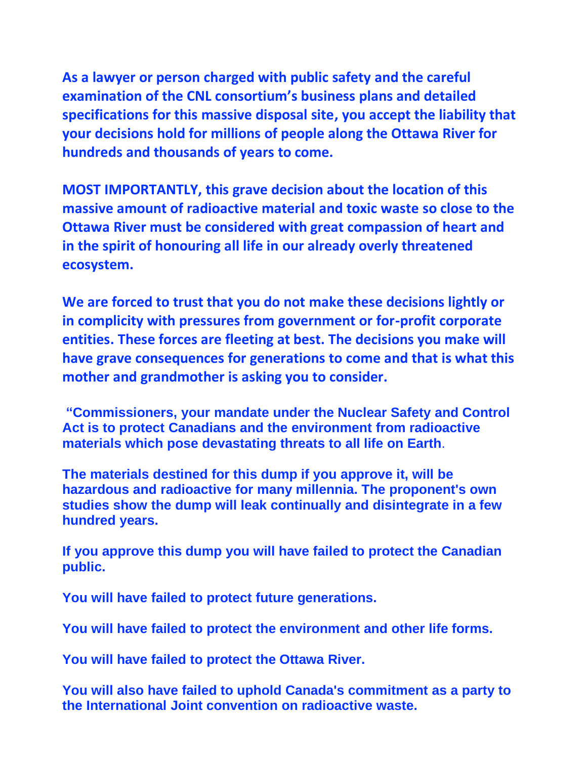**As a lawyer or person charged with public safety and the careful examination of the CNL consortium's business plans and detailed specifications for this massive disposal site, you accept the liability that your decisions hold for millions of people along the Ottawa River for hundreds and thousands of years to come.**

**MOST IMPORTANTLY, this grave decision about the location of this massive amount of radioactive material and toxic waste so close to the Ottawa River must be considered with great compassion of heart and in the spirit of honouring all life in our already overly threatened ecosystem.**

**We are forced to trust that you do not make these decisions lightly or in complicity with pressures from government or for-profit corporate entities. These forces are fleeting at best. The decisions you make will have grave consequences for generations to come and that is what this mother and grandmother is asking you to consider.**

**"Commissioners, your mandate under the Nuclear Safety and Control Act is to protect Canadians and the environment from radioactive materials which pose devastating threats to all life on Earth**.

**The materials destined for this dump if you approve it, will be hazardous and radioactive for many millennia. The proponent's own studies show the dump will leak continually and disintegrate in a few hundred years.**

**If you approve this dump you will have failed to protect the Canadian public.**

**You will have failed to protect future generations.**

**You will have failed to protect the environment and other life forms.**

**You will have failed to protect the Ottawa River.**

**You will also have failed to uphold Canada's commitment as a party to the International Joint convention on radioactive waste.**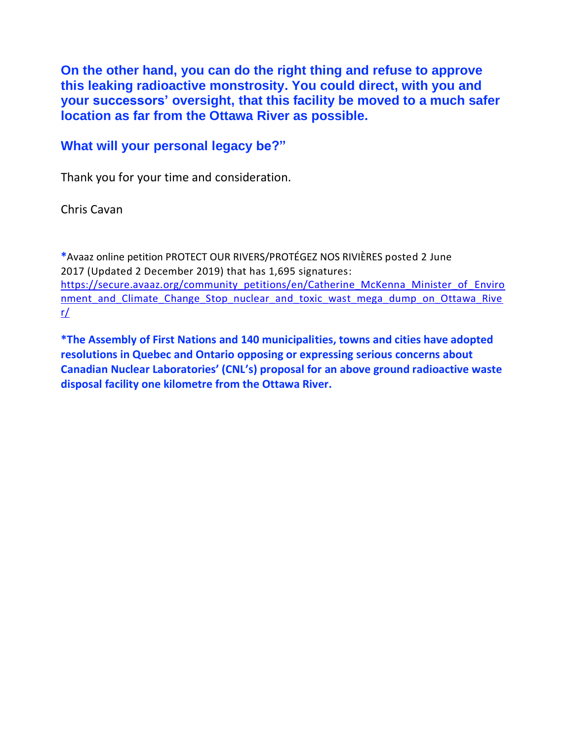**On the other hand, you can do the right thing and refuse to approve this leaking radioactive monstrosity. You could direct, with you and your successors' oversight, that this facility be moved to a much safer location as far from the Ottawa River as possible.**

**What will your personal legacy be?"**

Thank you for your time and consideration.

Chris Cavan

*Avaaz online petition PROTECT OUR RIVERS/PROTÉGEZ NOS RIVIÈRES posted 2 June 2017 (Updated 2 December 2019) that has 1,695 signatures: https://secure.avaaz.org/community_petitions/en/Catherine_McKenna_Minister_of_Environment_and_Climate_Change_Stop_nuclear_and_toxic_wast_mega_dump_on_Ottawa_River/

**\*The Assembly of First Nations and 140 municipalities, towns and cities have adopted resolutions in Quebec and Ontario opposing or expressing serious concerns about Canadian Nuclear Laboratories' (CNL's) proposal for an above ground radioactive waste disposal facility one kilometre from the Ottawa River.**